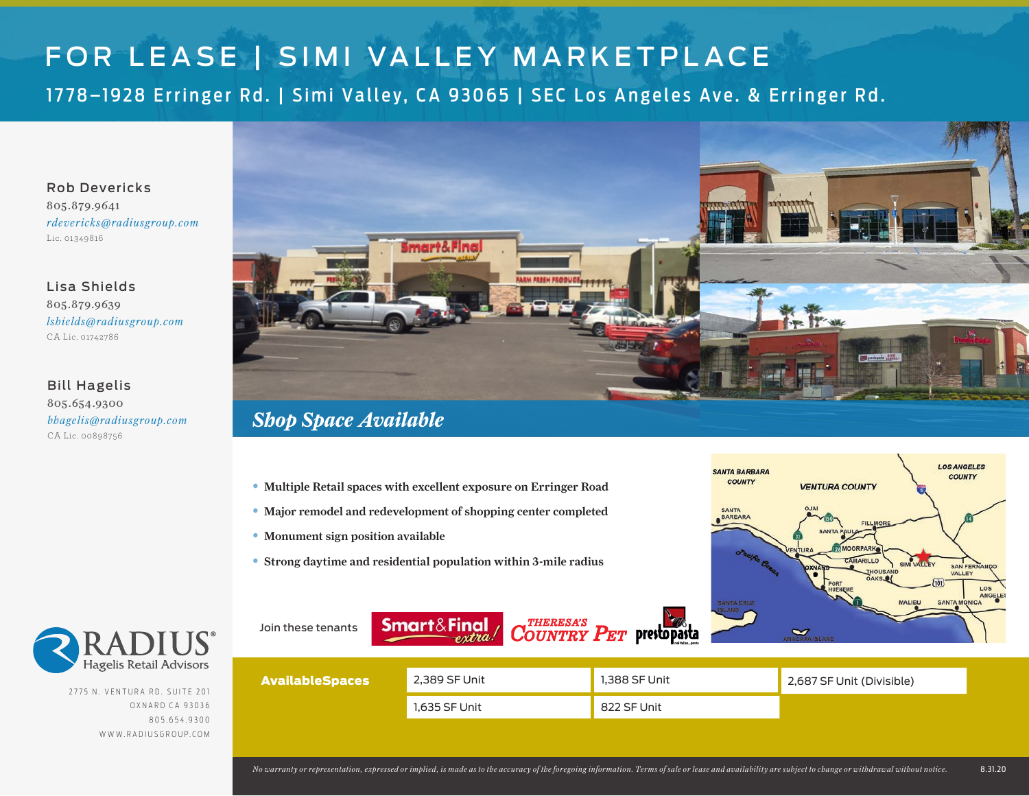# FOR LEASE | SIMI VALLEY MARKETPLACE

## 1778–1928 Erringer Rd. | Simi Valley, CA 93065 | SEC Los Angeles Ave. & Erringer Rd.

**Rob Devericks**
805.879.9641
*rdevericks@radiusgroup.com*
Lic. 01349816

**Lisa Shields**
805.879.9639
*lshields@radiusgroup.com*
CA Lic. 01742786

**Bill Hagelis**
805.654.9300
*bhagelis@radiusgroup.com*
CA Lic. 00898756

## *Shop Space Available*

- **Multiple Retail spaces with excellent exposure on Erringer Road**
- **Major remodel and redevelopment of shopping center completed**
- **Monument sign position available**
- **Strong daytime and residential population within 3-mile radius**

Join these tenants

**Available Spaces**

| | | |
|---|---|---|
| 2,389 SF Unit | 1,388 SF Unit | 2,687 SF Unit (Divisible) |
| 1,635 SF Unit | 822 SF Unit | |

RADIUS®
Hagelis Retail Advisors

2775 N. VENTURA RD. SUITE 201
OXNARD CA 93036
805.654.9300
WWW.RADIUSGROUP.COM

*No warranty or representation, expressed or implied, is made as to the accuracy of the foregoing information. Terms of sale or lease and availability are subject to change or withdrawal without notice.*

8.31.20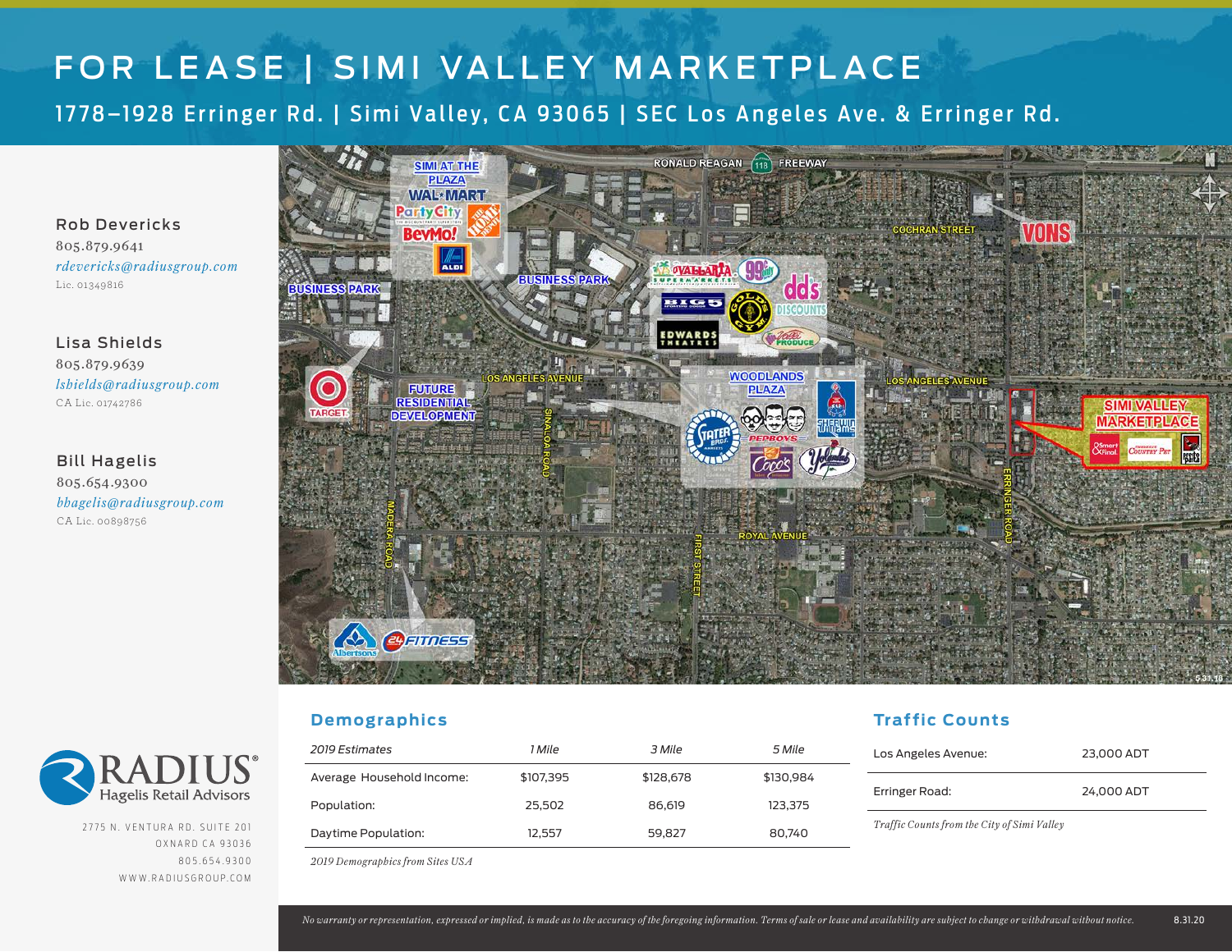# FOR LEASE | SIMI VALLEY MARKETPLACE

## 1778–1928 Erringer Rd. | Simi Valley, CA 93065 | SEC Los Angeles Ave. & Erringer Rd.

**Rob Deverricks**
805.879.9641
*rdeverricks@radiusgroup.com*
Lic. 01349816

**Lisa Shields**
805.879.9639
*lshields@radiusgroup.com*
CA Lic. 01742786

**Bill Hagelis**
805.654.9300
*bhagelis@radiusgroup.com*
CA Lic. 00898756

RADIUS®
Hagelis Retail Advisors

2775 N. VENTURA RD. SUITE 201
OXNARD CA 93036
805.654.9300
WWW.RADIUSGROUP.COM

RONALD REAGAN 118 FREEWAY
SIMI AT THE PLAZA
WAL*MART
Party City
THE HOME DEPOT
BevMo!
ALDI
BUSINESS PARK
BUSINESS PARK
COCHRAN STREET
VONS
VALLARTA SUPERMARKETS
99¢ Only
dd's DISCOUNTS
BIG 5 SPORTING GOODS
GOLD'S GYM
EDWARDS THEATRES
Vallarta Produce
TARGET
FUTURE RESIDENTIAL DEVELOPMENT
LOS ANGELES AVENUE
SINALOA ROAD
WOODLANDS PLAZA
SHERWIN WILLIAMS
STATER BROS. MARKETS
PEP BOYS
Coco's
Yolanda's
LOS ANGELES AVENUE
SIMI VALLEY MARKETPLACE
Smart & Final
Country Pet
Prestige Party
ERRINGER ROAD
MADERA ROAD
FIRST STREET
ROYAL AVENUE
Albertsons
24 FITNESS

## Demographics

| 2019 Estimates | 1 Mile | 3 Mile | 5 Mile |
|---|---|---|---|
| Average Household Income: | $107,395 | $128,678 | $130,984 |
| Population: | 25,502 | 86,619 | 123,375 |
| Daytime Population: | 12,557 | 59,827 | 80,740 |

*2019 Demographics from Sites USA*

## Traffic Counts

| | |
|---|---|
| Los Angeles Avenue: | 23,000 ADT |
| Erringer Road: | 24,000 ADT |

*Traffic Counts from the City of Simi Valley*

*No warranty or representation, expressed or implied, is made as to the accuracy of the foregoing information. Terms of sale or lease and availability are subject to change or withdrawal without notice.* 8.31.20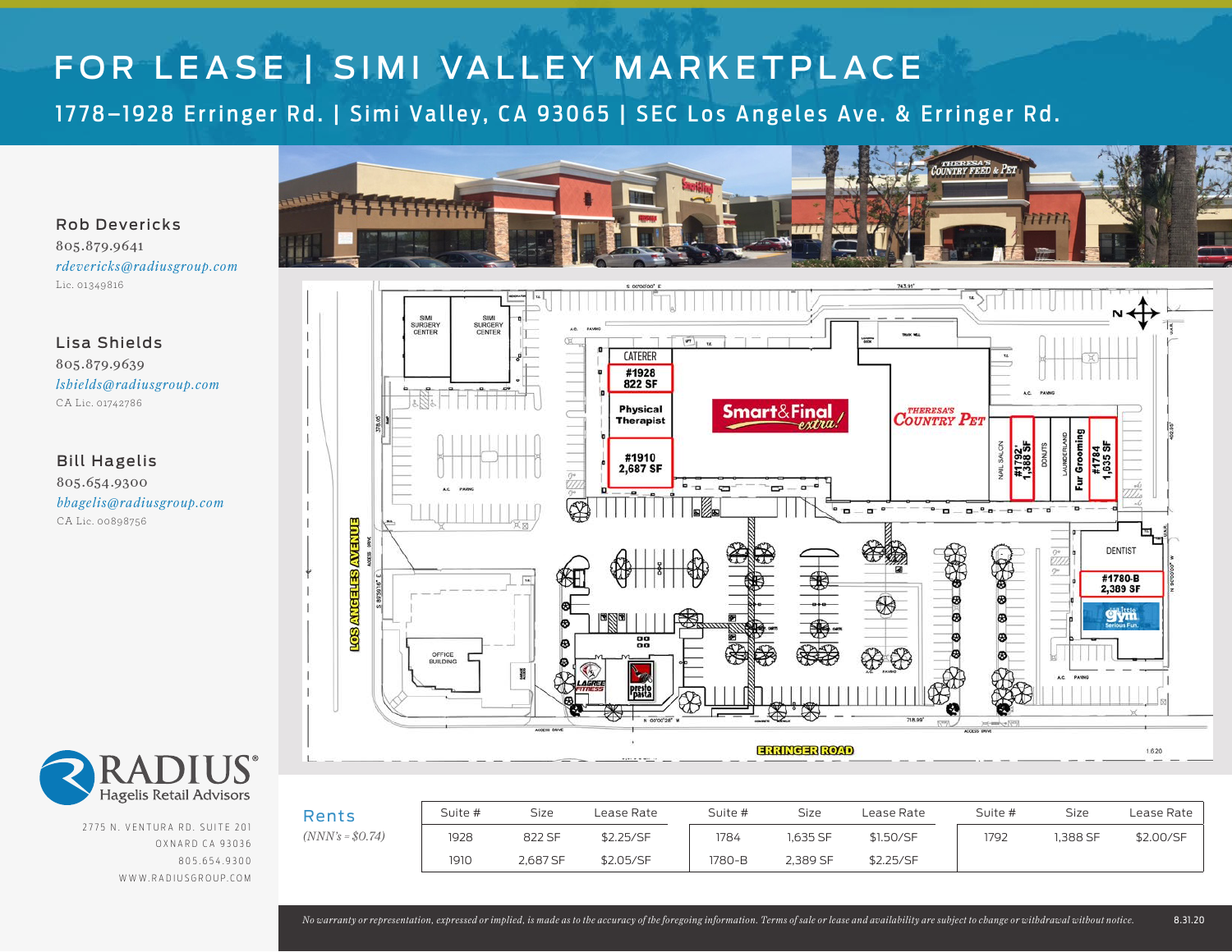# FOR LEASE | SIMI VALLEY MARKETPLACE

## 1778–1928 Erringer Rd. | Simi Valley, CA 93065 | SEC Los Angeles Ave. & Erringer Rd.

**Rob Devericks**
805.879.9641
*rdevericks@radiusgroup.com*
Lic. 01349816

**Lisa Shields**
805.879.9639
*lshields@radiusgroup.com*
CA Lic. 01742786

**Bill Hagelis**
805.654.9300
*bhagelis@radiusgroup.com*
CA Lic. 00898756

RADIUS®
Hagelis Retail Advisors

2775 N. VENTURA RD. SUITE 201
OXNARD CA 93036
805.654.9300
WWW.RADIUSGROUP.COM

SIMI SURGERY CENTER
SIMI SURGERY CENTER
CATERER
#1928 822 SF
Physical Therapist
#1910 2,687 SF
Smart&Final extra!
THERESA'S COUNTRY PET
NAIL SALON
#1792* 1,388 SF
DONUTS
LAUNDERLAND
Fur Grooming
#1784 1,635 SF
DENTIST
#1780-B 2,389 SF
gym Serious Fun.
OFFICE BUILDING
LAGREE FITNESS
presto pasta
LOS ANGELES AVENUE
ERRINGER ROAD

## Rents

*(NNN's = $0.74)*

| Suite # | Size | Lease Rate | Suite # | Size | Lease Rate | Suite # | Size | Lease Rate |
|---|---|---|---|---|---|---|---|---|
| 1928 | 822 SF | $2.25/SF | 1784 | 1,635 SF | $1.50/SF | 1792 | 1,388 SF | $2.00/SF |
| 1910 | 2,687 SF | $2.05/SF | 1780-B | 2,389 SF | $2.25/SF | | | |

*No warranty or representation, expressed or implied, is made as to the accuracy of the foregoing information. Terms of sale or lease and availability are subject to change or withdrawal without notice.* 8.31.20